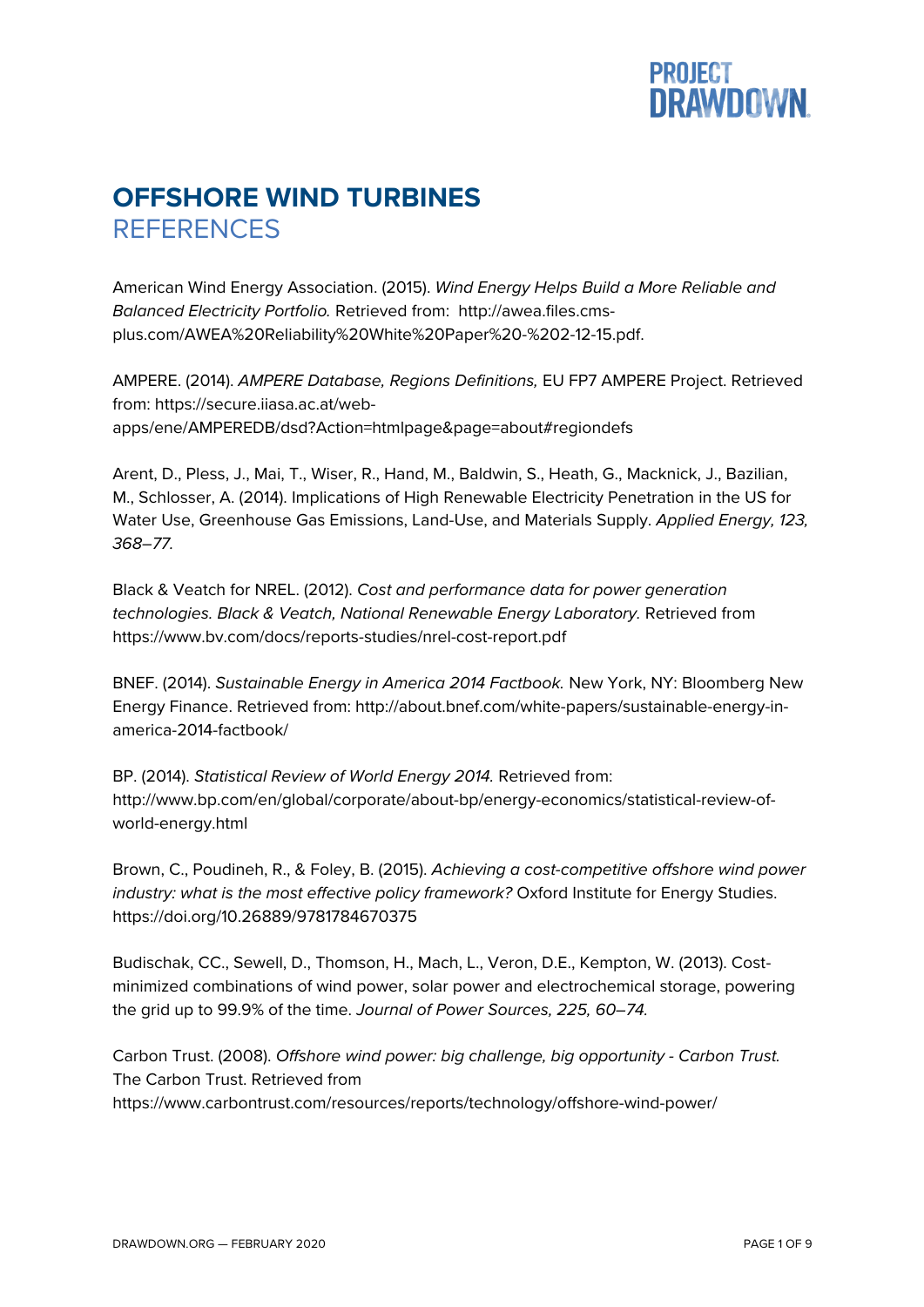# OFFSHORE WIND TURBINES
## REFERENCES

American Wind Energy Association. (2015). *Wind Energy Helps Build a More Reliable and Balanced Electricity Portfolio.* Retrieved from: http://awea.files.cms-plus.com/AWEA%20Reliability%20White%20Paper%20-%202-12-15.pdf.

AMPERE. (2014). *AMPERE Database, Regions Definitions,* EU FP7 AMPERE Project. Retrieved from: https://secure.iiasa.ac.at/web-apps/ene/AMPEREDB/dsd?Action=htmlpage&page=about#regiondefs

Arent, D., Pless, J., Mai, T., Wiser, R., Hand, M., Baldwin, S., Heath, G., Macknick, J., Bazilian, M., Schlosser, A. (2014). Implications of High Renewable Electricity Penetration in the US for Water Use, Greenhouse Gas Emissions, Land-Use, and Materials Supply. *Applied Energy, 123, 368–77.*

Black & Veatch for NREL. (2012). *Cost and performance data for power generation technologies. Black & Veatch, National Renewable Energy Laboratory.* Retrieved from https://www.bv.com/docs/reports-studies/nrel-cost-report.pdf

BNEF. (2014). *Sustainable Energy in America 2014 Factbook.* New York, NY: Bloomberg New Energy Finance. Retrieved from: http://about.bnef.com/white-papers/sustainable-energy-in-america-2014-factbook/

BP. (2014). *Statistical Review of World Energy 2014.* Retrieved from: http://www.bp.com/en/global/corporate/about-bp/energy-economics/statistical-review-of-world-energy.html

Brown, C., Poudineh, R., & Foley, B. (2015). *Achieving a cost-competitive offshore wind power industry: what is the most effective policy framework?* Oxford Institute for Energy Studies. https://doi.org/10.26889/9781784670375

Budischak, CC., Sewell, D., Thomson, H., Mach, L., Veron, D.E., Kempton, W. (2013). Cost-minimized combinations of wind power, solar power and electrochemical storage, powering the grid up to 99.9% of the time. *Journal of Power Sources, 225, 60–74.*

Carbon Trust. (2008). *Offshore wind power: big challenge, big opportunity - Carbon Trust.* The Carbon Trust. Retrieved from https://www.carbontrust.com/resources/reports/technology/offshore-wind-power/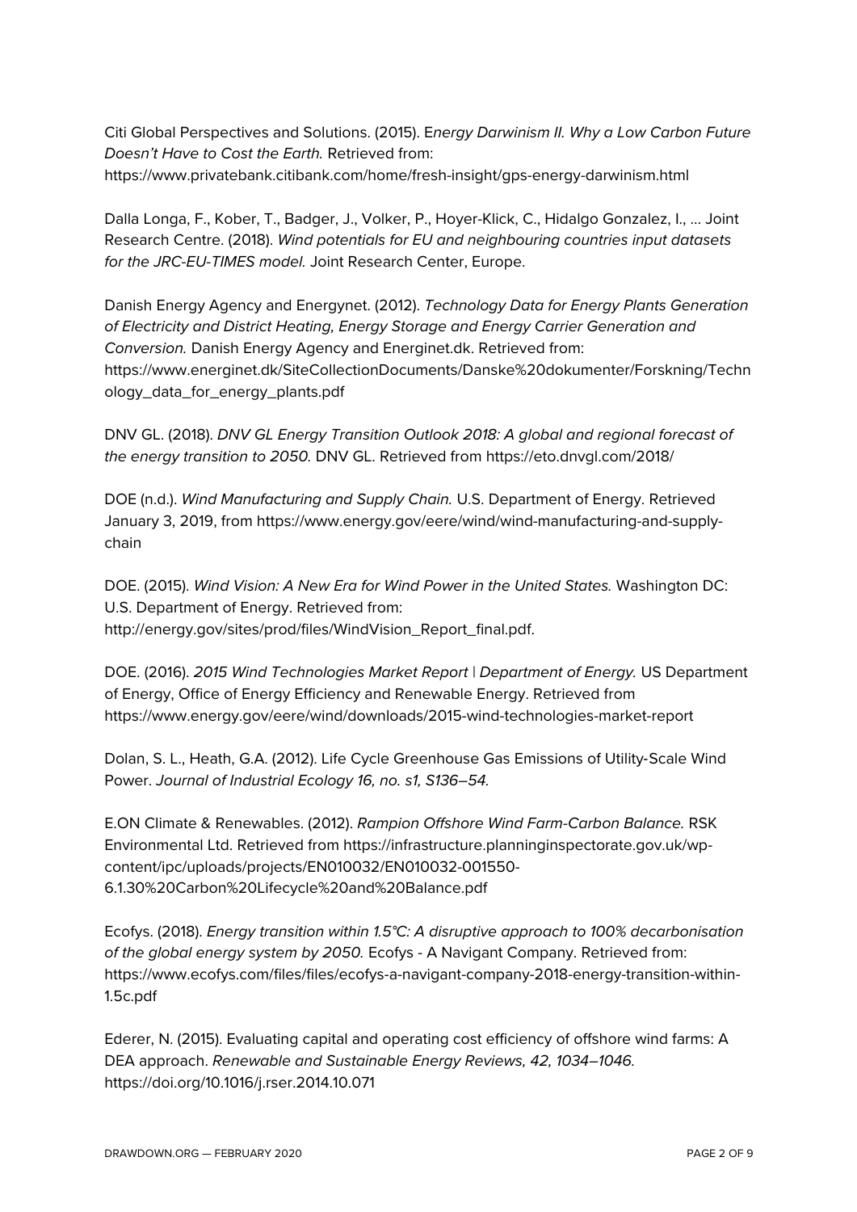Citi Global Perspectives and Solutions. (2015). E*nergy Darwinism II. Why a Low Carbon Future Doesn't Have to Cost the Earth.* Retrieved from: https://www.privatebank.citibank.com/home/fresh-insight/gps-energy-darwinism.html

Dalla Longa, F., Kober, T., Badger, J., Volker, P., Hoyer-Klick, C., Hidalgo Gonzalez, I., … Joint Research Centre. (2018). *Wind potentials for EU and neighbouring countries input datasets for the JRC-EU-TIMES model.* Joint Research Center, Europe.

Danish Energy Agency and Energynet. (2012). *Technology Data for Energy Plants Generation of Electricity and District Heating, Energy Storage and Energy Carrier Generation and Conversion.* Danish Energy Agency and Energinet.dk. Retrieved from: https://www.energinet.dk/SiteCollectionDocuments/Danske%20dokumenter/Forskning/Technology_data_for_energy_plants.pdf

DNV GL. (2018). *DNV GL Energy Transition Outlook 2018: A global and regional forecast of the energy transition to 2050.* DNV GL. Retrieved from https://eto.dnvgl.com/2018/

DOE (n.d.). *Wind Manufacturing and Supply Chain.* U.S. Department of Energy. Retrieved January 3, 2019, from https://www.energy.gov/eere/wind/wind-manufacturing-and-supply-chain

DOE. (2015). *Wind Vision: A New Era for Wind Power in the United States.* Washington DC: U.S. Department of Energy. Retrieved from: http://energy.gov/sites/prod/files/WindVision_Report_final.pdf.

DOE. (2016). *2015 Wind Technologies Market Report | Department of Energy.* US Department of Energy, Office of Energy Efficiency and Renewable Energy. Retrieved from https://www.energy.gov/eere/wind/downloads/2015-wind-technologies-market-report

Dolan, S. L., Heath, G.A. (2012). Life Cycle Greenhouse Gas Emissions of Utility-Scale Wind Power. *Journal of Industrial Ecology 16, no. s1, S136–54.*

E.ON Climate & Renewables. (2012). *Rampion Offshore Wind Farm-Carbon Balance.* RSK Environmental Ltd. Retrieved from https://infrastructure.planninginspectorate.gov.uk/wp-content/ipc/uploads/projects/EN010032/EN010032-001550-6.1.30%20Carbon%20Lifecycle%20and%20Balance.pdf

Ecofys. (2018). *Energy transition within 1.5°C: A disruptive approach to 100% decarbonisation of the global energy system by 2050.* Ecofys - A Navigant Company. Retrieved from: https://www.ecofys.com/files/files/ecofys-a-navigant-company-2018-energy-transition-within-1.5c.pdf

Ederer, N. (2015). Evaluating capital and operating cost efficiency of offshore wind farms: A DEA approach. *Renewable and Sustainable Energy Reviews, 42, 1034–1046.* https://doi.org/10.1016/j.rser.2014.10.071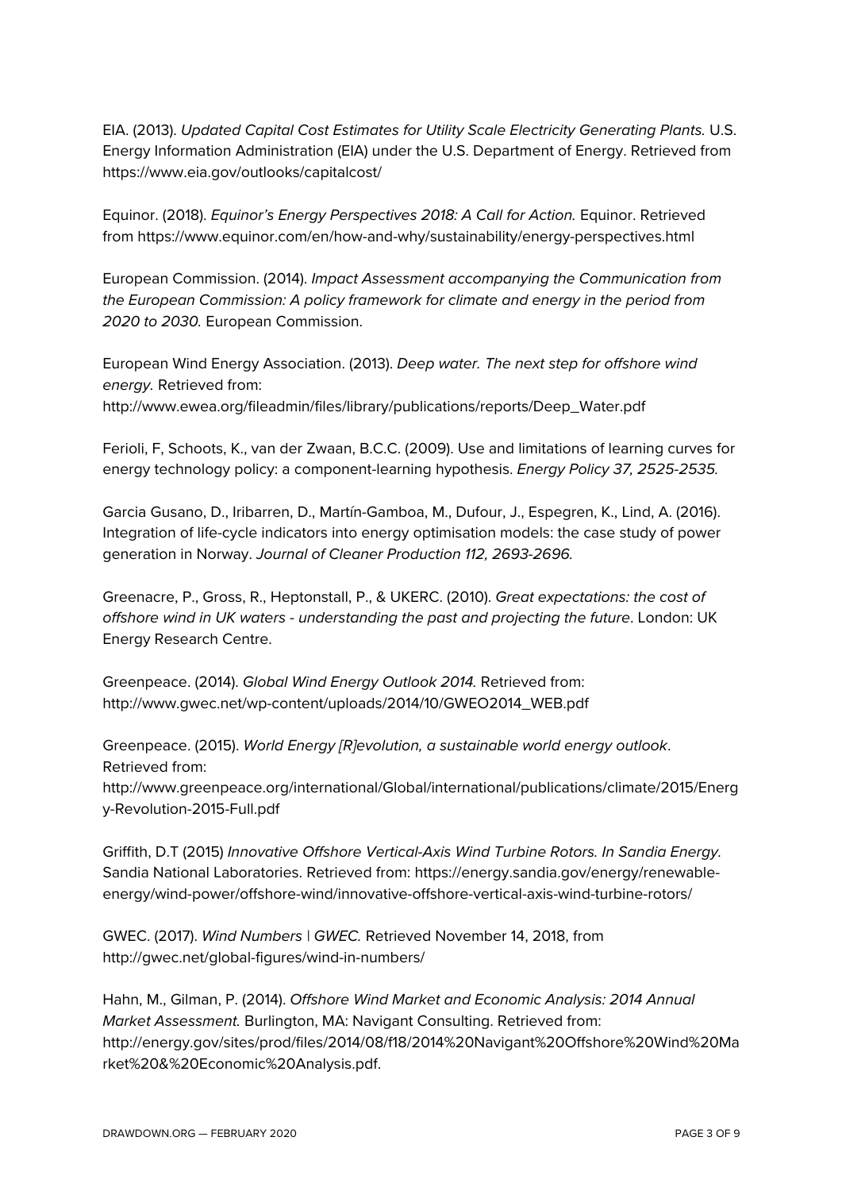EIA. (2013). *Updated Capital Cost Estimates for Utility Scale Electricity Generating Plants.* U.S. Energy Information Administration (EIA) under the U.S. Department of Energy. Retrieved from https://www.eia.gov/outlooks/capitalcost/

Equinor. (2018). *Equinor's Energy Perspectives 2018: A Call for Action.* Equinor. Retrieved from https://www.equinor.com/en/how-and-why/sustainability/energy-perspectives.html

European Commission. (2014). *Impact Assessment accompanying the Communication from the European Commission: A policy framework for climate and energy in the period from 2020 to 2030.* European Commission.

European Wind Energy Association. (2013). *Deep water. The next step for offshore wind energy.* Retrieved from: http://www.ewea.org/fileadmin/files/library/publications/reports/Deep_Water.pdf

Ferioli, F, Schoots, K., van der Zwaan, B.C.C. (2009). Use and limitations of learning curves for energy technology policy: a component-learning hypothesis. *Energy Policy 37, 2525-2535.*

Garcia Gusano, D., Iribarren, D., Martín-Gamboa, M., Dufour, J., Espegren, K., Lind, A. (2016). Integration of life-cycle indicators into energy optimisation models: the case study of power generation in Norway. *Journal of Cleaner Production 112, 2693-2696.*

Greenacre, P., Gross, R., Heptonstall, P., & UKERC. (2010). *Great expectations: the cost of offshore wind in UK waters - understanding the past and projecting the future*. London: UK Energy Research Centre.

Greenpeace. (2014). *Global Wind Energy Outlook 2014.* Retrieved from: http://www.gwec.net/wp-content/uploads/2014/10/GWEO2014_WEB.pdf

Greenpeace. (2015). *World Energy [R]evolution, a sustainable world energy outlook*. Retrieved from: http://www.greenpeace.org/international/Global/international/publications/climate/2015/Energy-Revolution-2015-Full.pdf

Griffith, D.T (2015) *Innovative Offshore Vertical-Axis Wind Turbine Rotors. In Sandia Energy.* Sandia National Laboratories. Retrieved from: https://energy.sandia.gov/energy/renewable-energy/wind-power/offshore-wind/innovative-offshore-vertical-axis-wind-turbine-rotors/

GWEC. (2017). *Wind Numbers | GWEC.* Retrieved November 14, 2018, from http://gwec.net/global-figures/wind-in-numbers/

Hahn, M., Gilman, P. (2014). *Offshore Wind Market and Economic Analysis: 2014 Annual Market Assessment.* Burlington, MA: Navigant Consulting. Retrieved from: http://energy.gov/sites/prod/files/2014/08/f18/2014%20Navigant%20Offshore%20Wind%20Market%20&%20Economic%20Analysis.pdf.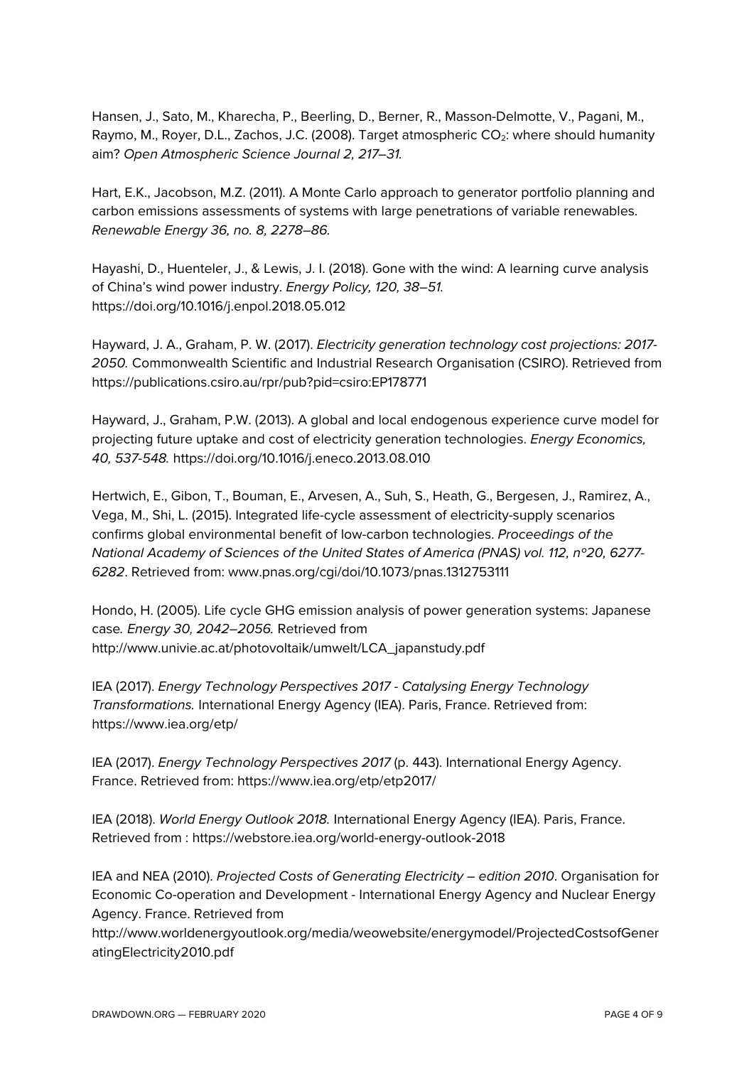Hansen, J., Sato, M., Kharecha, P., Beerling, D., Berner, R., Masson-Delmotte, V., Pagani, M., Raymo, M., Royer, D.L., Zachos, J.C. (2008). Target atmospheric $CO_2$: where should humanity aim? *Open Atmospheric Science Journal 2, 217–31.*

Hart, E.K., Jacobson, M.Z. (2011). A Monte Carlo approach to generator portfolio planning and carbon emissions assessments of systems with large penetrations of variable renewables. *Renewable Energy 36, no. 8, 2278–86.*

Hayashi, D., Huenteler, J., & Lewis, J. I. (2018). Gone with the wind: A learning curve analysis of China's wind power industry. *Energy Policy, 120, 38–51.* https://doi.org/10.1016/j.enpol.2018.05.012

Hayward, J. A., Graham, P. W. (2017). *Electricity generation technology cost projections: 2017-2050.* Commonwealth Scientific and Industrial Research Organisation (CSIRO). Retrieved from https://publications.csiro.au/rpr/pub?pid=csiro:EP178771

Hayward, J., Graham, P.W. (2013). A global and local endogenous experience curve model for projecting future uptake and cost of electricity generation technologies. *Energy Economics, 40, 537-548.* https://doi.org/10.1016/j.eneco.2013.08.010

Hertwich, E., Gibon, T., Bouman, E., Arvesen, A., Suh, S., Heath, G., Bergesen, J., Ramirez, A., Vega, M., Shi, L. (2015). Integrated life-cycle assessment of electricity-supply scenarios confirms global environmental benefit of low-carbon technologies. *Proceedings of the National Academy of Sciences of the United States of America (PNAS) vol. 112, n°20, 6277-6282*. Retrieved from: www.pnas.org/cgi/doi/10.1073/pnas.1312753111

Hondo, H. (2005). Life cycle GHG emission analysis of power generation systems: Japanese case*. Energy 30, 2042–2056.* Retrieved from http://www.univie.ac.at/photovoltaik/umwelt/LCA_japanstudy.pdf

IEA (2017). *Energy Technology Perspectives 2017 - Catalysing Energy Technology Transformations.* International Energy Agency (IEA). Paris, France. Retrieved from: https://www.iea.org/etp/

IEA (2017). *Energy Technology Perspectives 2017* (p. 443). International Energy Agency. France. Retrieved from: https://www.iea.org/etp/etp2017/

IEA (2018). *World Energy Outlook 2018.* International Energy Agency (IEA). Paris, France. Retrieved from : https://webstore.iea.org/world-energy-outlook-2018

IEA and NEA (2010). *Projected Costs of Generating Electricity – edition 2010*. Organisation for Economic Co-operation and Development - International Energy Agency and Nuclear Energy Agency. France. Retrieved from http://www.worldenergyoutlook.org/media/weowebsite/energymodel/ProjectedCostsofGeneratingElectricity2010.pdf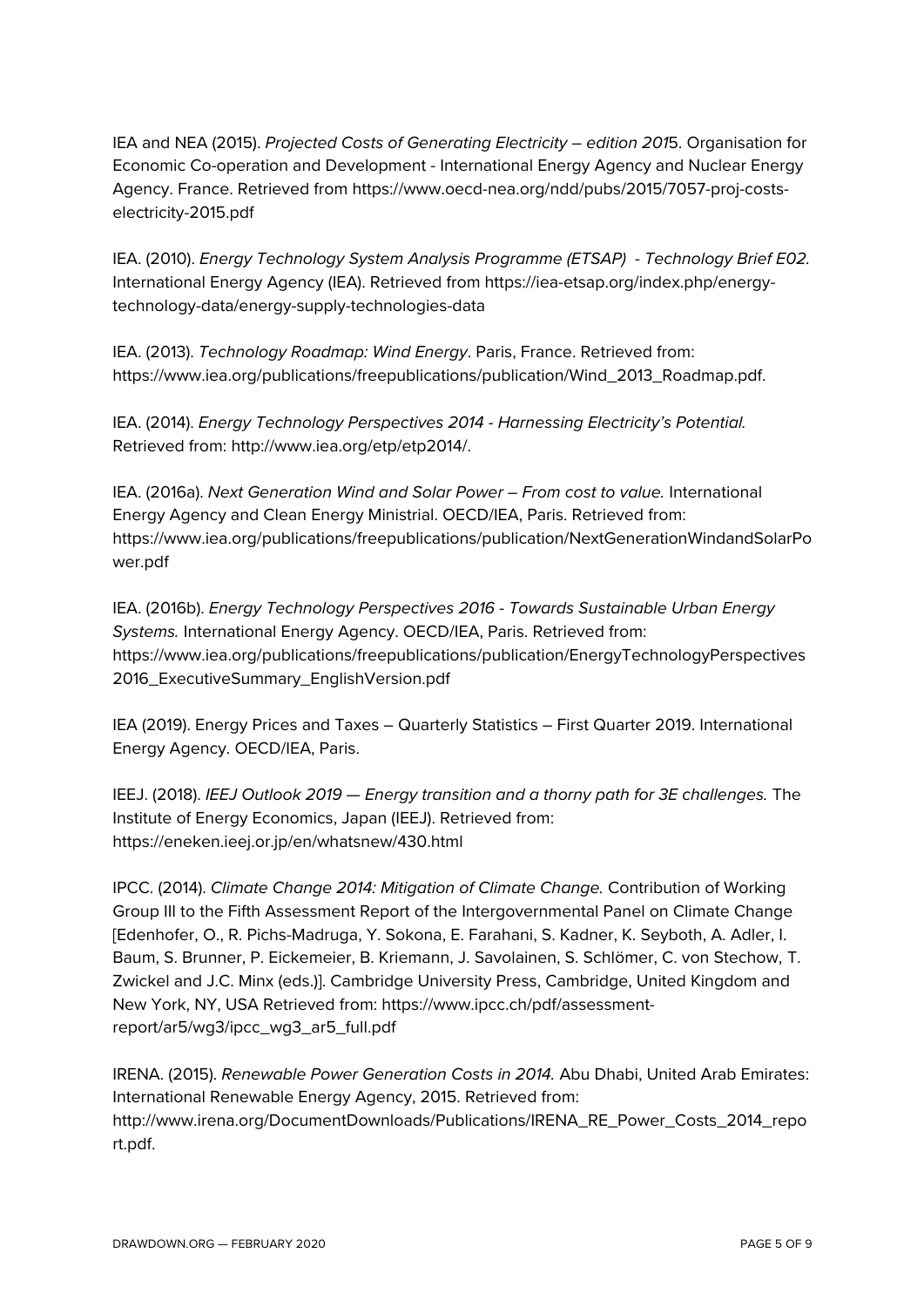IEA and NEA (2015). *Projected Costs of Generating Electricity – edition 2015*. Organisation for Economic Co-operation and Development - International Energy Agency and Nuclear Energy Agency. France. Retrieved from https://www.oecd-nea.org/ndd/pubs/2015/7057-proj-costs-electricity-2015.pdf

IEA. (2010). *Energy Technology System Analysis Programme (ETSAP) - Technology Brief E02.* International Energy Agency (IEA). Retrieved from https://iea-etsap.org/index.php/energy-technology-data/energy-supply-technologies-data

IEA. (2013). *Technology Roadmap: Wind Energy*. Paris, France. Retrieved from: https://www.iea.org/publications/freepublications/publication/Wind_2013_Roadmap.pdf.

IEA. (2014). *Energy Technology Perspectives 2014 - Harnessing Electricity's Potential.* Retrieved from: http://www.iea.org/etp/etp2014/.

IEA. (2016a). *Next Generation Wind and Solar Power – From cost to value.* International Energy Agency and Clean Energy Ministrial. OECD/IEA, Paris. Retrieved from: https://www.iea.org/publications/freepublications/publication/NextGenerationWindandSolarPower.pdf

IEA. (2016b). *Energy Technology Perspectives 2016 - Towards Sustainable Urban Energy Systems.* International Energy Agency. OECD/IEA, Paris. Retrieved from: https://www.iea.org/publications/freepublications/publication/EnergyTechnologyPerspectives2016_ExecutiveSummary_EnglishVersion.pdf

IEA (2019). Energy Prices and Taxes – Quarterly Statistics – First Quarter 2019. International Energy Agency. OECD/IEA, Paris.

IEEJ. (2018). *IEEJ Outlook 2019 — Energy transition and a thorny path for 3E challenges.* The Institute of Energy Economics, Japan (IEEJ). Retrieved from: https://eneken.ieej.or.jp/en/whatsnew/430.html

IPCC. (2014). *Climate Change 2014: Mitigation of Climate Change.* Contribution of Working Group III to the Fifth Assessment Report of the Intergovernmental Panel on Climate Change [Edenhofer, O., R. Pichs-Madruga, Y. Sokona, E. Farahani, S. Kadner, K. Seyboth, A. Adler, I. Baum, S. Brunner, P. Eickemeier, B. Kriemann, J. Savolainen, S. Schlömer, C. von Stechow, T. Zwickel and J.C. Minx (eds.)]. Cambridge University Press, Cambridge, United Kingdom and New York, NY, USA Retrieved from: https://www.ipcc.ch/pdf/assessment-report/ar5/wg3/ipcc_wg3_ar5_full.pdf

IRENA. (2015). *Renewable Power Generation Costs in 2014.* Abu Dhabi, United Arab Emirates: International Renewable Energy Agency, 2015. Retrieved from: http://www.irena.org/DocumentDownloads/Publications/IRENA_RE_Power_Costs_2014_report.pdf.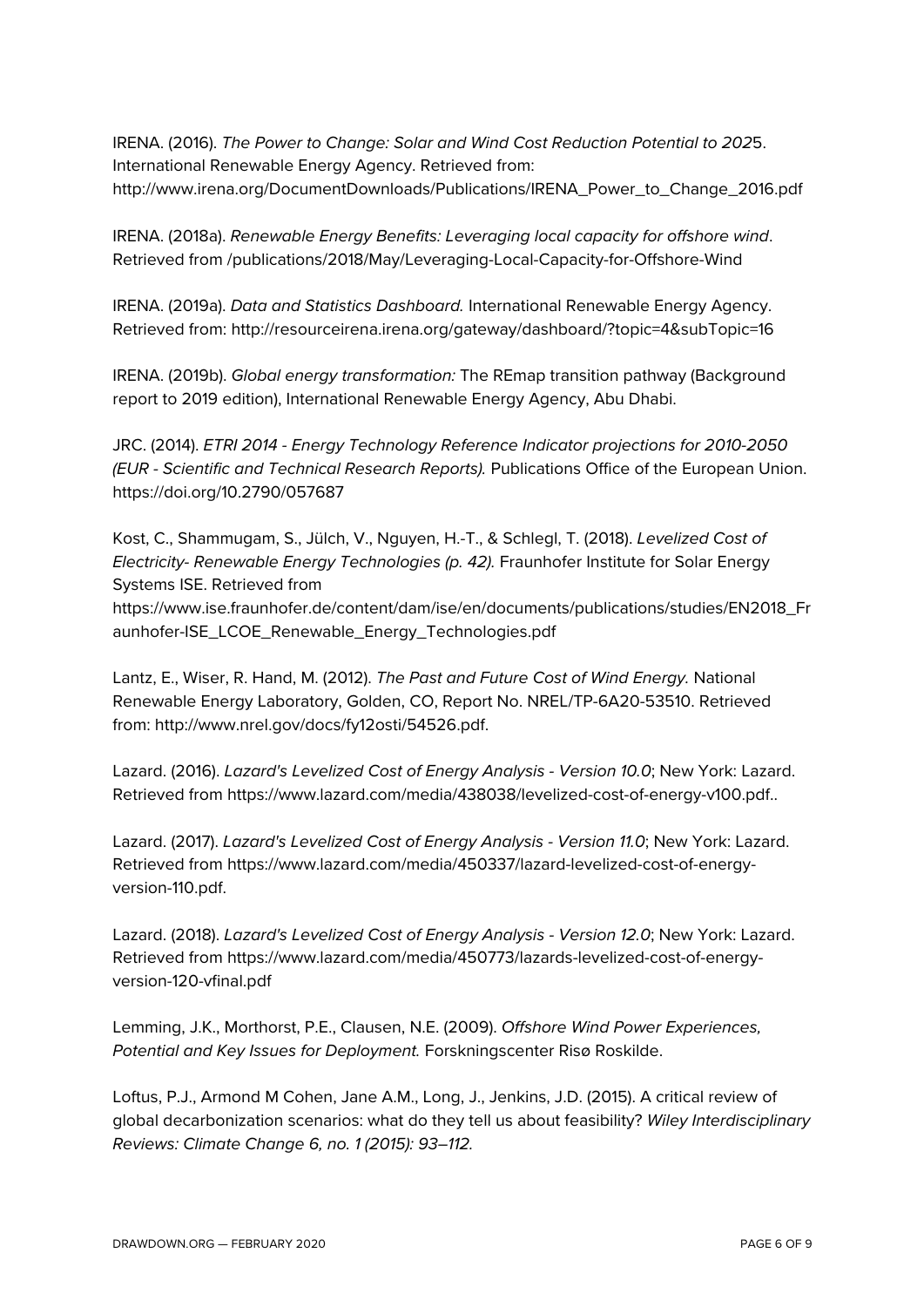IRENA. (2016). *The Power to Change: Solar and Wind Cost Reduction Potential to 202*5. International Renewable Energy Agency. Retrieved from: http://www.irena.org/DocumentDownloads/Publications/IRENA_Power_to_Change_2016.pdf

IRENA. (2018a). *Renewable Energy Benefits: Leveraging local capacity for offshore wind*. Retrieved from /publications/2018/May/Leveraging-Local-Capacity-for-Offshore-Wind

IRENA. (2019a). *Data and Statistics Dashboard.* International Renewable Energy Agency. Retrieved from: http://resourceirena.irena.org/gateway/dashboard/?topic=4&subTopic=16

IRENA. (2019b). *Global energy transformation:* The REmap transition pathway (Background report to 2019 edition), International Renewable Energy Agency, Abu Dhabi.

JRC. (2014). *ETRI 2014 - Energy Technology Reference Indicator projections for 2010-2050 (EUR - Scientific and Technical Research Reports).* Publications Office of the European Union. https://doi.org/10.2790/057687

Kost, C., Shammugam, S., Jülch, V., Nguyen, H.-T., & Schlegl, T. (2018). *Levelized Cost of Electricity- Renewable Energy Technologies (p. 42).* Fraunhofer Institute for Solar Energy Systems ISE. Retrieved from https://www.ise.fraunhofer.de/content/dam/ise/en/documents/publications/studies/EN2018_Fraunhofer-ISE_LCOE_Renewable_Energy_Technologies.pdf

Lantz, E., Wiser, R. Hand, M. (2012). *The Past and Future Cost of Wind Energy.* National Renewable Energy Laboratory, Golden, CO, Report No. NREL/TP-6A20-53510. Retrieved from: http://www.nrel.gov/docs/fy12osti/54526.pdf.

Lazard. (2016). *Lazard's Levelized Cost of Energy Analysis - Version 10.0*; New York: Lazard. Retrieved from https://www.lazard.com/media/438038/levelized-cost-of-energy-v100.pdf..

Lazard. (2017). *Lazard's Levelized Cost of Energy Analysis - Version 11.0*; New York: Lazard. Retrieved from https://www.lazard.com/media/450337/lazard-levelized-cost-of-energy-version-110.pdf.

Lazard. (2018). *Lazard's Levelized Cost of Energy Analysis - Version 12.0*; New York: Lazard. Retrieved from https://www.lazard.com/media/450773/lazards-levelized-cost-of-energy-version-120-vfinal.pdf

Lemming, J.K., Morthorst, P.E., Clausen, N.E. (2009). *Offshore Wind Power Experiences, Potential and Key Issues for Deployment.* Forskningscenter Risø Roskilde.

Loftus, P.J., Armond M Cohen, Jane A.M., Long, J., Jenkins, J.D. (2015). A critical review of global decarbonization scenarios: what do they tell us about feasibility? *Wiley Interdisciplinary Reviews: Climate Change 6, no. 1 (2015): 93–112.*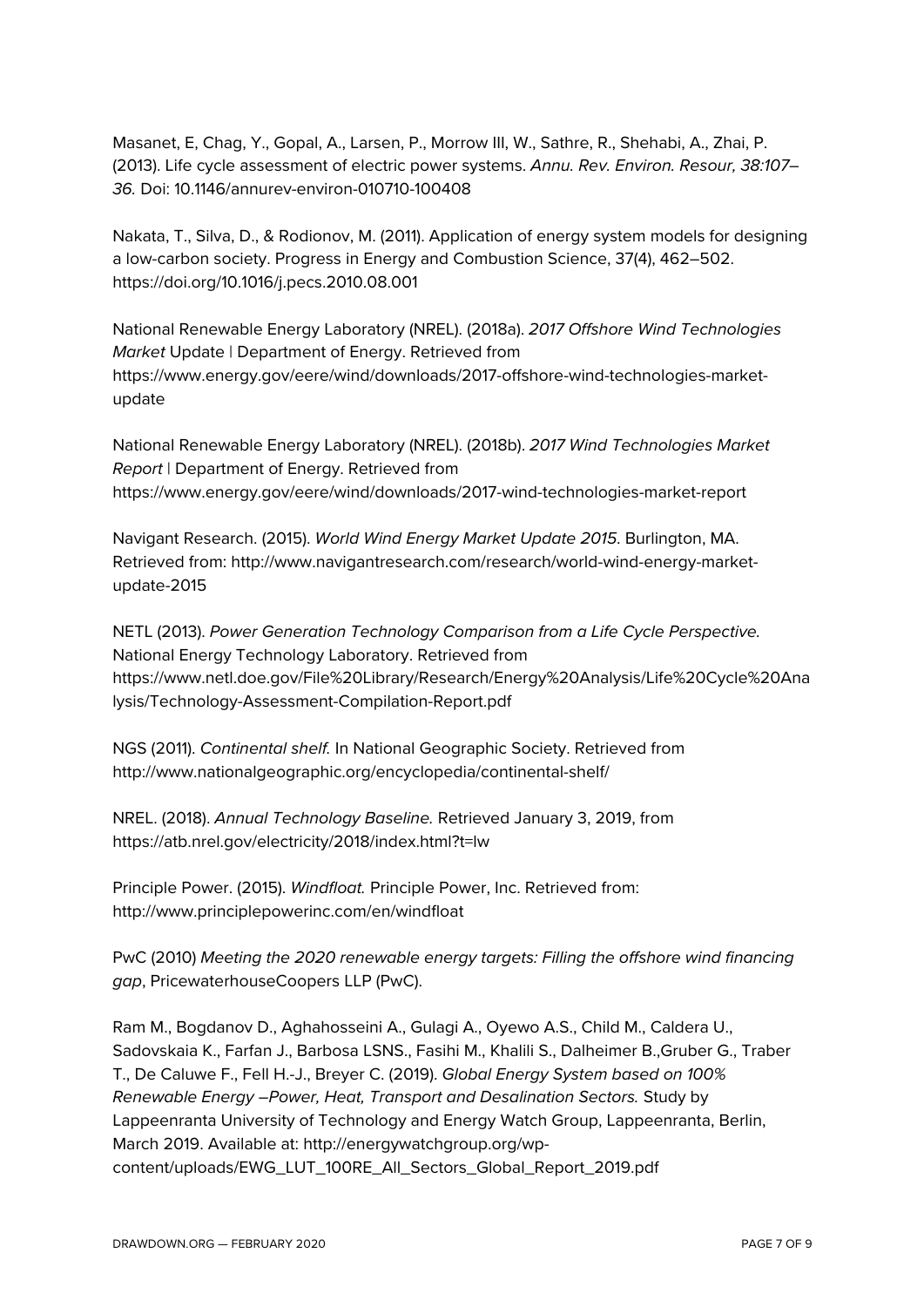Masanet, E, Chag, Y., Gopal, A., Larsen, P., Morrow III, W., Sathre, R., Shehabi, A., Zhai, P. (2013). Life cycle assessment of electric power systems. *Annu. Rev. Environ. Resour, 38:107–36.* Doi: 10.1146/annurev-environ-010710-100408

Nakata, T., Silva, D., & Rodionov, M. (2011). Application of energy system models for designing a low-carbon society. Progress in Energy and Combustion Science, 37(4), 462–502. https://doi.org/10.1016/j.pecs.2010.08.001

National Renewable Energy Laboratory (NREL). (2018a). *2017 Offshore Wind Technologies Market* Update | Department of Energy. Retrieved from https://www.energy.gov/eere/wind/downloads/2017-offshore-wind-technologies-market-update

National Renewable Energy Laboratory (NREL). (2018b). *2017 Wind Technologies Market Report* | Department of Energy. Retrieved from https://www.energy.gov/eere/wind/downloads/2017-wind-technologies-market-report

Navigant Research. (2015). *World Wind Energy Market Update 2015*. Burlington, MA. Retrieved from: http://www.navigantresearch.com/research/world-wind-energy-market-update-2015

NETL (2013). *Power Generation Technology Comparison from a Life Cycle Perspective.* National Energy Technology Laboratory. Retrieved from https://www.netl.doe.gov/File%20Library/Research/Energy%20Analysis/Life%20Cycle%20Analysis/Technology-Assessment-Compilation-Report.pdf

NGS (2011). *Continental shelf.* In National Geographic Society. Retrieved from http://www.nationalgeographic.org/encyclopedia/continental-shelf/

NREL. (2018). *Annual Technology Baseline.* Retrieved January 3, 2019, from https://atb.nrel.gov/electricity/2018/index.html?t=lw

Principle Power. (2015). *Windfloat.* Principle Power, Inc. Retrieved from: http://www.principlepowerinc.com/en/windfloat

PwC (2010) *Meeting the 2020 renewable energy targets: Filling the offshore wind financing gap*, PricewaterhouseCoopers LLP (PwC).

Ram M., Bogdanov D., Aghahosseini A., Gulagi A., Oyewo A.S., Child M., Caldera U., Sadovskaia K., Farfan J., Barbosa LSNS., Fasihi M., Khalili S., Dalheimer B.,Gruber G., Traber T., De Caluwe F., Fell H.-J., Breyer C. (2019). *Global Energy System based on 100% Renewable Energy –Power, Heat, Transport and Desalination Sectors.* Study by Lappeenranta University of Technology and Energy Watch Group, Lappeenranta, Berlin, March 2019. Available at: http://energywatchgroup.org/wp-content/uploads/EWG_LUT_100RE_All_Sectors_Global_Report_2019.pdf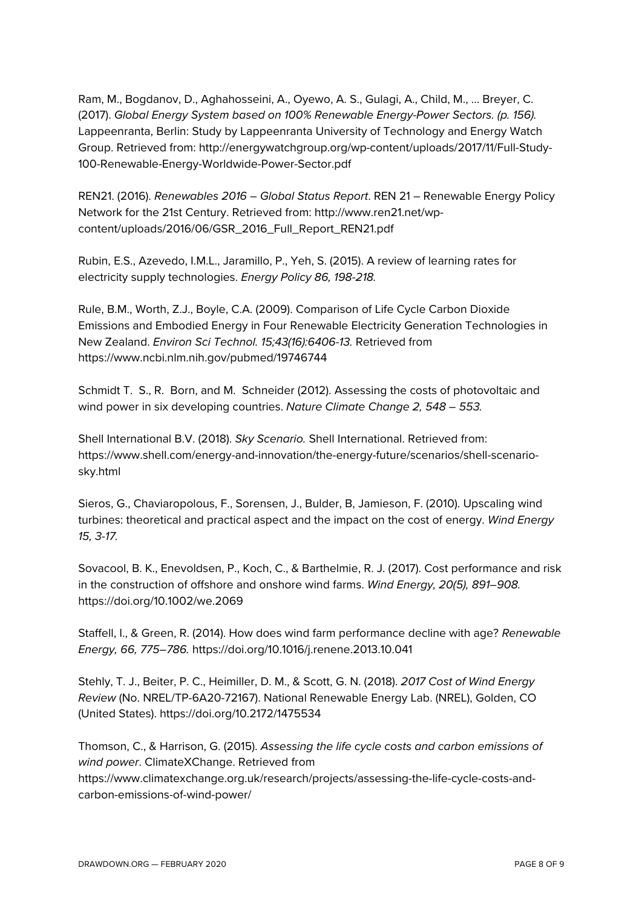Ram, M., Bogdanov, D., Aghahosseini, A., Oyewo, A. S., Gulagi, A., Child, M., ... Breyer, C. (2017). *Global Energy System based on 100% Renewable Energy-Power Sectors. (p. 156).* Lappeenranta, Berlin: Study by Lappeenranta University of Technology and Energy Watch Group. Retrieved from: http://energywatchgroup.org/wp-content/uploads/2017/11/Full-Study-100-Renewable-Energy-Worldwide-Power-Sector.pdf

REN21. (2016). *Renewables 2016 – Global Status Report*. REN 21 – Renewable Energy Policy Network for the 21st Century. Retrieved from: http://www.ren21.net/wp-content/uploads/2016/06/GSR_2016_Full_Report_REN21.pdf

Rubin, E.S., Azevedo, I.M.L., Jaramillo, P., Yeh, S. (2015). A review of learning rates for electricity supply technologies. *Energy Policy 86, 198-218.*

Rule, B.M., Worth, Z.J., Boyle, C.A. (2009). Comparison of Life Cycle Carbon Dioxide Emissions and Embodied Energy in Four Renewable Electricity Generation Technologies in New Zealand. *Environ Sci Technol. 15;43(16):6406-13.* Retrieved from https://www.ncbi.nlm.nih.gov/pubmed/19746744

Schmidt T. S., R. Born, and M. Schneider (2012). Assessing the costs of photovoltaic and wind power in six developing countries. *Nature Climate Change 2, 548 – 553.*

Shell International B.V. (2018). *Sky Scenario.* Shell International. Retrieved from: https://www.shell.com/energy-and-innovation/the-energy-future/scenarios/shell-scenario-sky.html

Sieros, G., Chaviaropolous, F., Sorensen, J., Bulder, B, Jamieson, F. (2010). Upscaling wind turbines: theoretical and practical aspect and the impact on the cost of energy. *Wind Energy 15, 3-17.*

Sovacool, B. K., Enevoldsen, P., Koch, C., & Barthelmie, R. J. (2017). Cost performance and risk in the construction of offshore and onshore wind farms. *Wind Energy, 20(5), 891–908.* https://doi.org/10.1002/we.2069

Staffell, I., & Green, R. (2014). How does wind farm performance decline with age? *Renewable Energy, 66, 775–786.* https://doi.org/10.1016/j.renene.2013.10.041

Stehly, T. J., Beiter, P. C., Heimiller, D. M., & Scott, G. N. (2018). *2017 Cost of Wind Energy Review* (No. NREL/TP-6A20-72167). National Renewable Energy Lab. (NREL), Golden, CO (United States). https://doi.org/10.2172/1475534

Thomson, C., & Harrison, G. (2015). *Assessing the life cycle costs and carbon emissions of wind power*. ClimateXChange. Retrieved from https://www.climatexchange.org.uk/research/projects/assessing-the-life-cycle-costs-and-carbon-emissions-of-wind-power/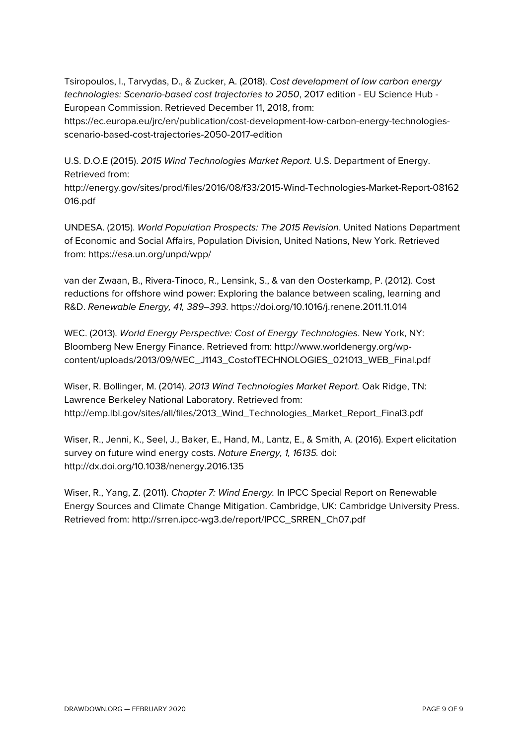Tsiropoulos, I., Tarvydas, D., & Zucker, A. (2018). *Cost development of low carbon energy technologies: Scenario-based cost trajectories to 2050*, 2017 edition - EU Science Hub - European Commission. Retrieved December 11, 2018, from: https://ec.europa.eu/jrc/en/publication/cost-development-low-carbon-energy-technologies-scenario-based-cost-trajectories-2050-2017-edition

U.S. D.O.E (2015). *2015 Wind Technologies Market Report*. U.S. Department of Energy. Retrieved from: http://energy.gov/sites/prod/files/2016/08/f33/2015-Wind-Technologies-Market-Report-08162016.pdf

UNDESA. (2015). *World Population Prospects: The 2015 Revision*. United Nations Department of Economic and Social Affairs, Population Division, United Nations, New York. Retrieved from: https://esa.un.org/unpd/wpp/

van der Zwaan, B., Rivera-Tinoco, R., Lensink, S., & van den Oosterkamp, P. (2012). Cost reductions for offshore wind power: Exploring the balance between scaling, learning and R&D. *Renewable Energy, 41, 389–393*. https://doi.org/10.1016/j.renene.2011.11.014

WEC. (2013). *World Energy Perspective: Cost of Energy Technologies*. New York, NY: Bloomberg New Energy Finance. Retrieved from: http://www.worldenergy.org/wp-content/uploads/2013/09/WEC_J1143_CostofTECHNOLOGIES_021013_WEB_Final.pdf

Wiser, R. Bollinger, M. (2014). *2013 Wind Technologies Market Report.* Oak Ridge, TN: Lawrence Berkeley National Laboratory. Retrieved from: http://emp.lbl.gov/sites/all/files/2013_Wind_Technologies_Market_Report_Final3.pdf

Wiser, R., Jenni, K., Seel, J., Baker, E., Hand, M., Lantz, E., & Smith, A. (2016). Expert elicitation survey on future wind energy costs. *Nature Energy, 1, 16135.* doi: http://dx.doi.org/10.1038/nenergy.2016.135

Wiser, R., Yang, Z. (2011). *Chapter 7: Wind Energy.* In IPCC Special Report on Renewable Energy Sources and Climate Change Mitigation. Cambridge, UK: Cambridge University Press. Retrieved from: http://srren.ipcc-wg3.de/report/IPCC_SRREN_Ch07.pdf